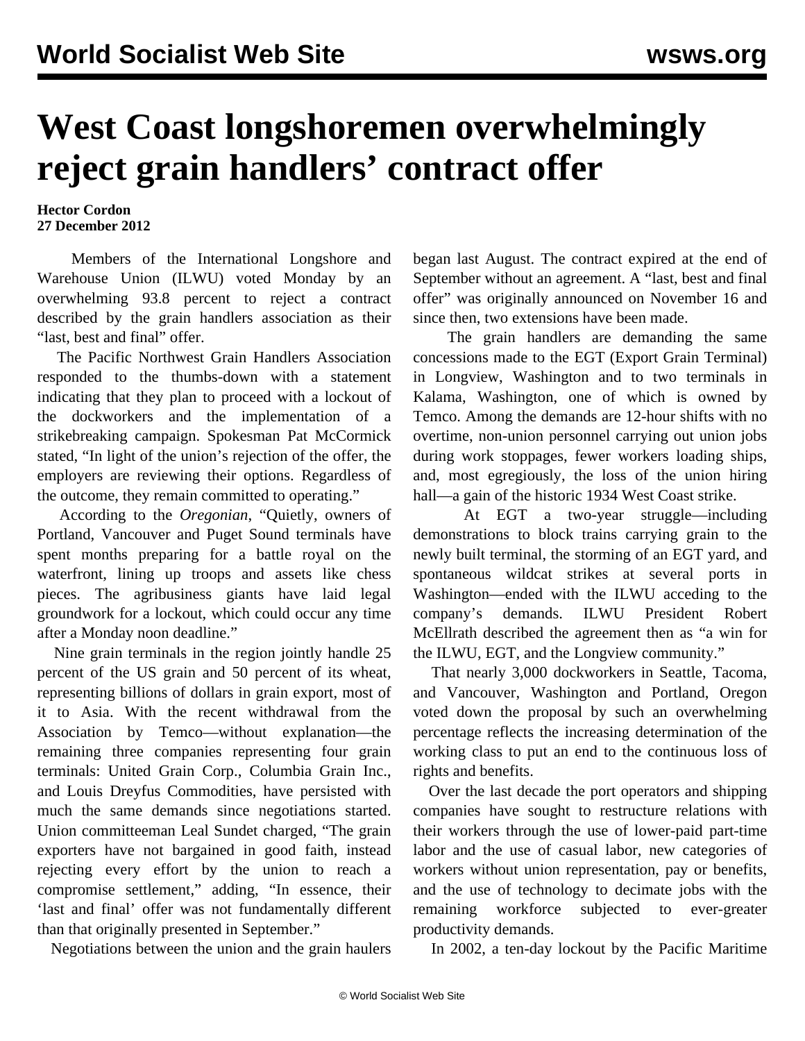# West Coast longshoremen overwhelmingly reject grain handlers' contract offer

**Hector Cordon**
**27 December 2012**

Members of the International Longshore and Warehouse Union (ILWU) voted Monday by an overwhelming 93.8 percent to reject a contract described by the grain handlers association as their "last, best and final" offer.

The Pacific Northwest Grain Handlers Association responded to the thumbs-down with a statement indicating that they plan to proceed with a lockout of the dockworkers and the implementation of a strikebreaking campaign. Spokesman Pat McCormick stated, "In light of the union's rejection of the offer, the employers are reviewing their options. Regardless of the outcome, they remain committed to operating."

According to the *Oregonian*, "Quietly, owners of Portland, Vancouver and Puget Sound terminals have spent months preparing for a battle royal on the waterfront, lining up troops and assets like chess pieces. The agribusiness giants have laid legal groundwork for a lockout, which could occur any time after a Monday noon deadline."

Nine grain terminals in the region jointly handle 25 percent of the US grain and 50 percent of its wheat, representing billions of dollars in grain export, most of it to Asia. With the recent withdrawal from the Association by Temco—without explanation—the remaining three companies representing four grain terminals: United Grain Corp., Columbia Grain Inc., and Louis Dreyfus Commodities, have persisted with much the same demands since negotiations started. Union committeeman Leal Sundet charged, "The grain exporters have not bargained in good faith, instead rejecting every effort by the union to reach a compromise settlement," adding, "In essence, their 'last and final' offer was not fundamentally different than that originally presented in September."

Negotiations between the union and the grain haulers began last August. The contract expired at the end of September without an agreement. A "last, best and final offer" was originally announced on November 16 and since then, two extensions have been made.

The grain handlers are demanding the same concessions made to the EGT (Export Grain Terminal) in Longview, Washington and to two terminals in Kalama, Washington, one of which is owned by Temco. Among the demands are 12-hour shifts with no overtime, non-union personnel carrying out union jobs during work stoppages, fewer workers loading ships, and, most egregiously, the loss of the union hiring hall—a gain of the historic 1934 West Coast strike.

At EGT a two-year struggle—including demonstrations to block trains carrying grain to the newly built terminal, the storming of an EGT yard, and spontaneous wildcat strikes at several ports in Washington—ended with the ILWU acceding to the company's demands. ILWU President Robert McEllrath described the agreement then as "a win for the ILWU, EGT, and the Longview community."

That nearly 3,000 dockworkers in Seattle, Tacoma, and Vancouver, Washington and Portland, Oregon voted down the proposal by such an overwhelming percentage reflects the increasing determination of the working class to put an end to the continuous loss of rights and benefits.

Over the last decade the port operators and shipping companies have sought to restructure relations with their workers through the use of lower-paid part-time labor and the use of casual labor, new categories of workers without union representation, pay or benefits, and the use of technology to decimate jobs with the remaining workforce subjected to ever-greater productivity demands.

In 2002, a ten-day lockout by the Pacific Maritime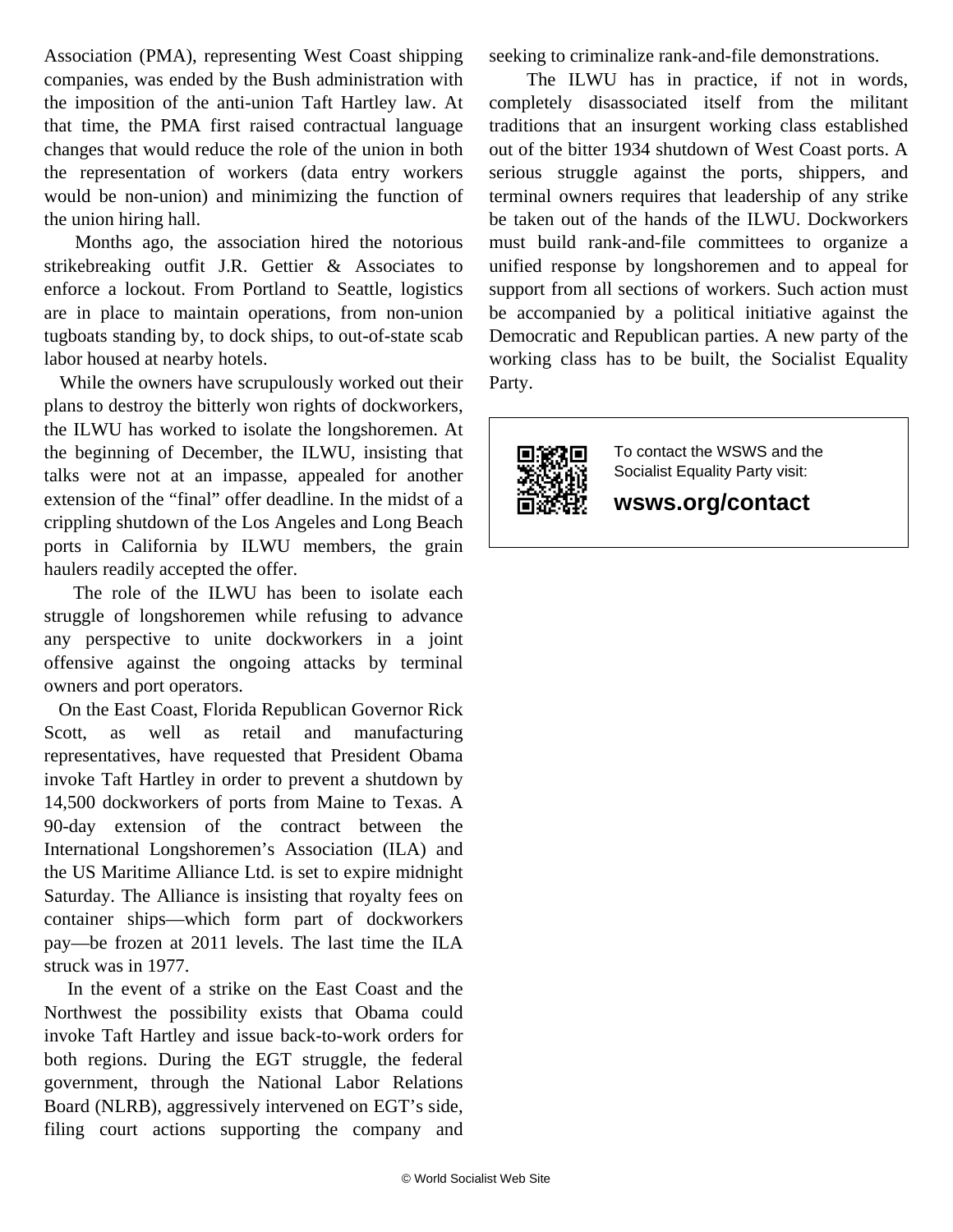Association (PMA), representing West Coast shipping companies, was ended by the Bush administration with the imposition of the anti-union Taft Hartley law. At that time, the PMA first raised contractual language changes that would reduce the role of the union in both the representation of workers (data entry workers would be non-union) and minimizing the function of the union hiring hall.

Months ago, the association hired the notorious strikebreaking outfit J.R. Gettier & Associates to enforce a lockout. From Portland to Seattle, logistics are in place to maintain operations, from non-union tugboats standing by, to dock ships, to out-of-state scab labor housed at nearby hotels.

While the owners have scrupulously worked out their plans to destroy the bitterly won rights of dockworkers, the ILWU has worked to isolate the longshoremen. At the beginning of December, the ILWU, insisting that talks were not at an impasse, appealed for another extension of the "final" offer deadline. In the midst of a crippling shutdown of the Los Angeles and Long Beach ports in California by ILWU members, the grain haulers readily accepted the offer.

The role of the ILWU has been to isolate each struggle of longshoremen while refusing to advance any perspective to unite dockworkers in a joint offensive against the ongoing attacks by terminal owners and port operators.

On the East Coast, Florida Republican Governor Rick Scott, as well as retail and manufacturing representatives, have requested that President Obama invoke Taft Hartley in order to prevent a shutdown by 14,500 dockworkers of ports from Maine to Texas. A 90-day extension of the contract between the International Longshoremen's Association (ILA) and the US Maritime Alliance Ltd. is set to expire midnight Saturday. The Alliance is insisting that royalty fees on container ships—which form part of dockworkers pay—be frozen at 2011 levels. The last time the ILA struck was in 1977.

In the event of a strike on the East Coast and the Northwest the possibility exists that Obama could invoke Taft Hartley and issue back-to-work orders for both regions. During the EGT struggle, the federal government, through the National Labor Relations Board (NLRB), aggressively intervened on EGT's side, filing court actions supporting the company and seeking to criminalize rank-and-file demonstrations.

The ILWU has in practice, if not in words, completely disassociated itself from the militant traditions that an insurgent working class established out of the bitter 1934 shutdown of West Coast ports. A serious struggle against the ports, shippers, and terminal owners requires that leadership of any strike be taken out of the hands of the ILWU. Dockworkers must build rank-and-file committees to organize a unified response by longshoremen and to appeal for support from all sections of workers. Such action must be accompanied by a political initiative against the Democratic and Republican parties. A new party of the working class has to be built, the Socialist Equality Party.

To contact the WSWS and the Socialist Equality Party visit:

**wsws.org/contact**